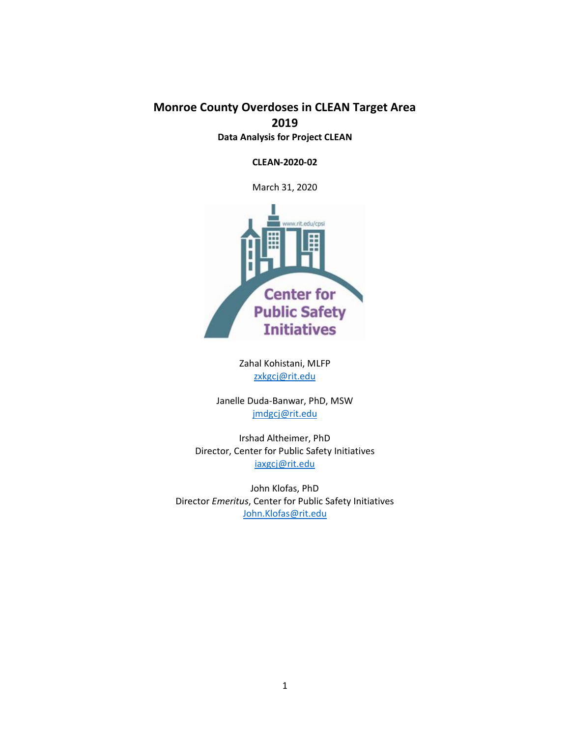# Monroe County Overdoses in CLEAN Target Area 2019

**Data Analysis for Project CLEAN**

**CLEAN-2020-02**

March 31, 2020

www.rit.edu/cpsi

Center for Public Safety Initiatives

Zahal Kohistani, MLFP
zxkgcj@rit.edu

Janelle Duda-Banwar, PhD, MSW
jmdgcj@rit.edu

Irshad Altheimer, PhD
Director, Center for Public Safety Initiatives
iaxgcj@rit.edu

John Klofas, PhD
Director *Emeritus*, Center for Public Safety Initiatives
John.Klofas@rit.edu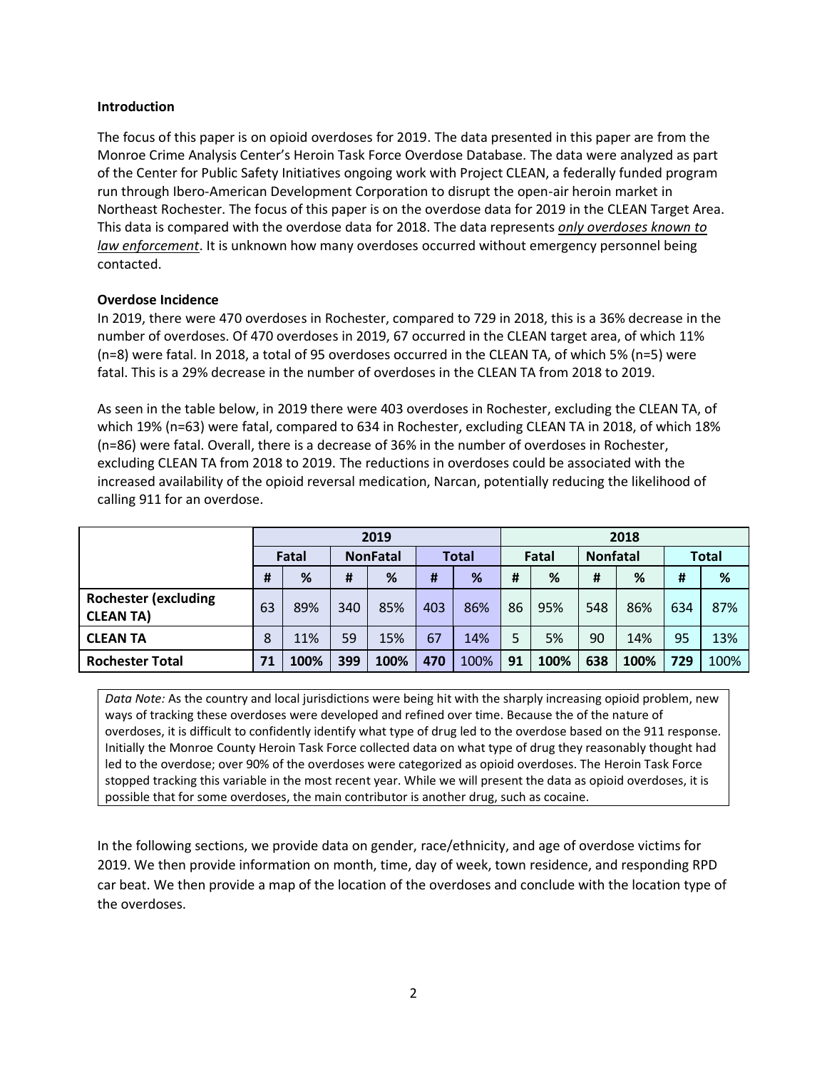**Introduction**

The focus of this paper is on opioid overdoses for 2019. The data presented in this paper are from the Monroe Crime Analysis Center's Heroin Task Force Overdose Database. The data were analyzed as part of the Center for Public Safety Initiatives ongoing work with Project CLEAN, a federally funded program run through Ibero-American Development Corporation to disrupt the open-air heroin market in Northeast Rochester. The focus of this paper is on the overdose data for 2019 in the CLEAN Target Area. This data is compared with the overdose data for 2018. The data represents ***only overdoses known to law enforcement***. It is unknown how many overdoses occurred without emergency personnel being contacted.

**Overdose Incidence**

In 2019, there were 470 overdoses in Rochester, compared to 729 in 2018, this is a 36% decrease in the number of overdoses. Of 470 overdoses in 2019, 67 occurred in the CLEAN target area, of which 11% (n=8) were fatal. In 2018, a total of 95 overdoses occurred in the CLEAN TA, of which 5% (n=5) were fatal. This is a 29% decrease in the number of overdoses in the CLEAN TA from 2018 to 2019.

As seen in the table below, in 2019 there were 403 overdoses in Rochester, excluding the CLEAN TA, of which 19% (n=63) were fatal, compared to 634 in Rochester, excluding CLEAN TA in 2018, of which 18% (n=86) were fatal. Overall, there is a decrease of 36% in the number of overdoses in Rochester, excluding CLEAN TA from 2018 to 2019. The reductions in overdoses could be associated with the increased availability of the opioid reversal medication, Narcan, potentially reducing the likelihood of calling 911 for an overdose.

| | 2019 | | | | | | 2018 | | | | | |
|---|---|---|---|---|---|---|---|---|---|---|---|---|
| | Fatal | | NonFatal | | Total | | Fatal | | Nonfatal | | Total | |
| | # | % | # | % | # | % | # | % | # | % | # | % |
| **Rochester (excluding CLEAN TA)** | 63 | 89% | 340 | 85% | 403 | 86% | 86 | 95% | 548 | 86% | 634 | 87% |
| **CLEAN TA** | 8 | 11% | 59 | 15% | 67 | 14% | 5 | 5% | 90 | 14% | 95 | 13% |
| **Rochester Total** | **71** | **100%** | **399** | **100%** | **470** | 100% | **91** | **100%** | **638** | **100%** | **729** | 100% |

*Data Note:* As the country and local jurisdictions were being hit with the sharply increasing opioid problem, new ways of tracking these overdoses were developed and refined over time. Because the of the nature of overdoses, it is difficult to confidently identify what type of drug led to the overdose based on the 911 response. Initially the Monroe County Heroin Task Force collected data on what type of drug they reasonably thought had led to the overdose; over 90% of the overdoses were categorized as opioid overdoses. The Heroin Task Force stopped tracking this variable in the most recent year. While we will present the data as opioid overdoses, it is possible that for some overdoses, the main contributor is another drug, such as cocaine.

In the following sections, we provide data on gender, race/ethnicity, and age of overdose victims for 2019. We then provide information on month, time, day of week, town residence, and responding RPD car beat. We then provide a map of the location of the overdoses and conclude with the location type of the overdoses.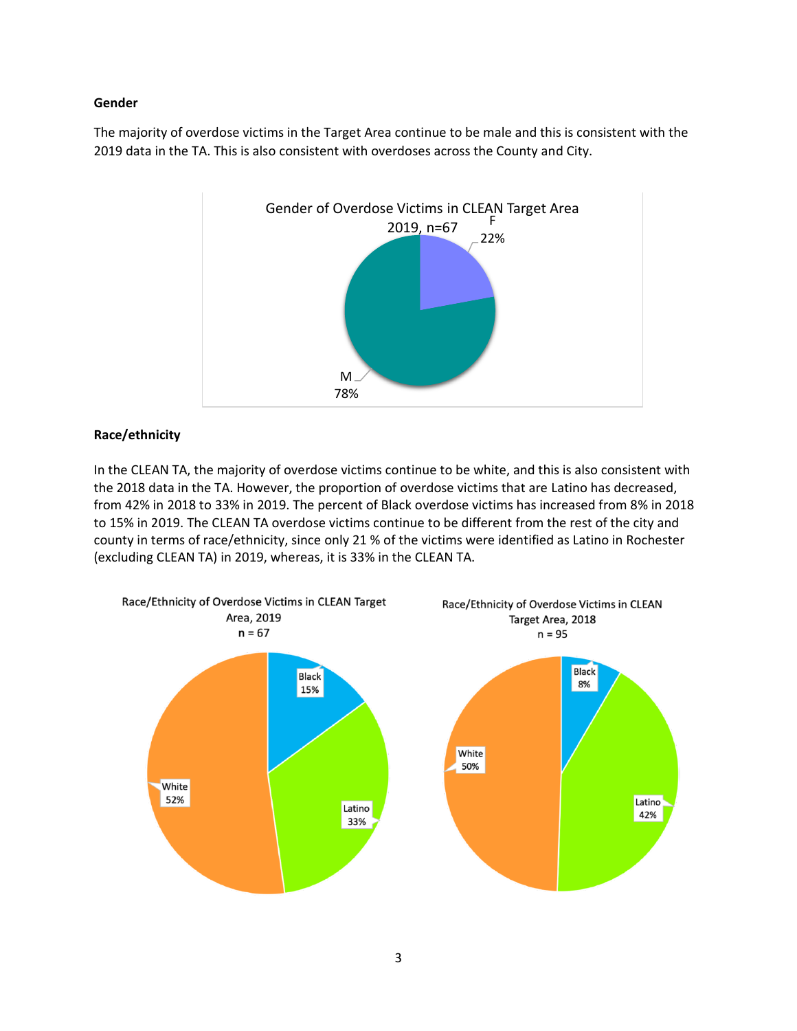**Gender**

The majority of overdose victims in the Target Area continue to be male and this is consistent with the 2019 data in the TA. This is also consistent with overdoses across the County and City.

Gender of Overdose Victims in CLEAN Target Area 2019, n=67

F 22%

M 78%

**Race/ethnicity**

In the CLEAN TA, the majority of overdose victims continue to be white, and this is also consistent with the 2018 data in the TA. However, the proportion of overdose victims that are Latino has decreased, from 42% in 2018 to 33% in 2019. The percent of Black overdose victims has increased from 8% in 2018 to 15% in 2019. The CLEAN TA overdose victims continue to be different from the rest of the city and county in terms of race/ethnicity, since only 21 % of the victims were identified as Latino in Rochester (excluding CLEAN TA) in 2019, whereas, it is 33% in the CLEAN TA.

Race/Ethnicity of Overdose Victims in CLEAN Target Area, 2019
n = 67

Black 15%

Latino 33%

White 52%

Race/Ethnicity of Overdose Victims in CLEAN Target Area, 2018
n = 95

Black 8%

Latino 42%

White 50%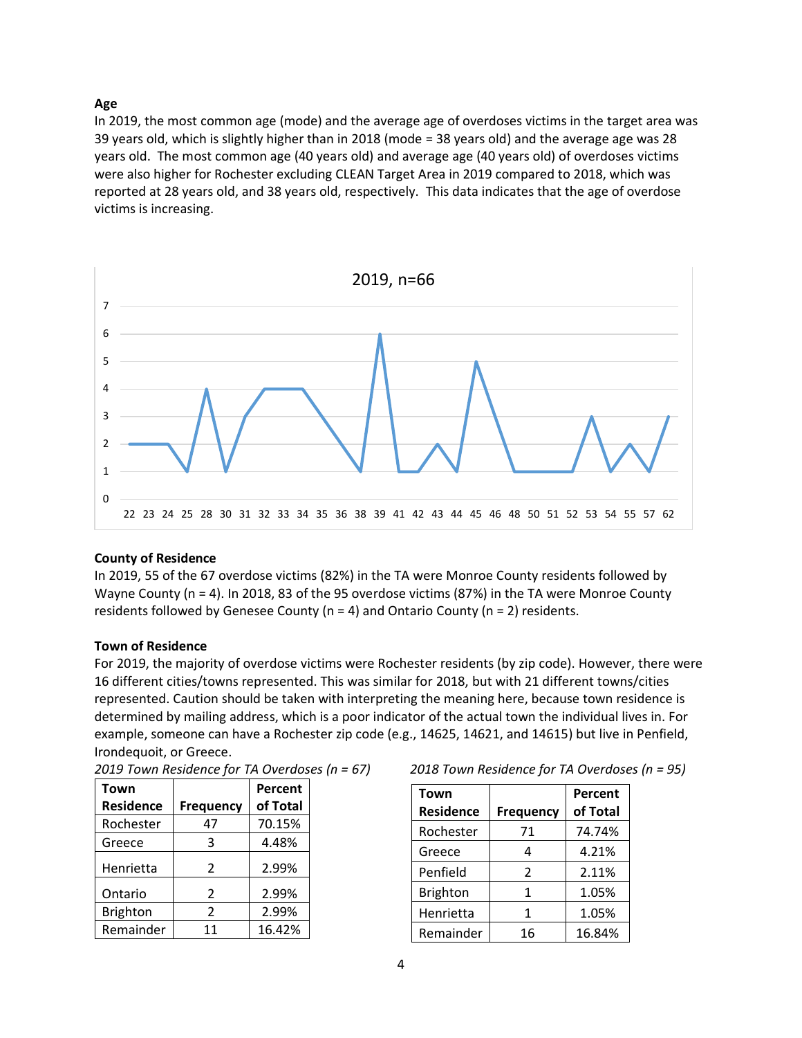**Age**

In 2019, the most common age (mode) and the average age of overdoses victims in the target area was 39 years old, which is slightly higher than in 2018 (mode = 38 years old) and the average age was 28 years old. The most common age (40 years old) and average age (40 years old) of overdoses victims were also higher for Rochester excluding CLEAN Target Area in 2019 compared to 2018, which was reported at 28 years old, and 38 years old, respectively. This data indicates that the age of overdose victims is increasing.

2019, n=66

7
6
5
4
3
2
1
0

22 23 24 25 28 30 31 32 33 34 35 36 38 39 41 42 43 44 45 46 48 50 51 52 53 54 55 57 62

**County of Residence**

In 2019, 55 of the 67 overdose victims (82%) in the TA were Monroe County residents followed by Wayne County (n = 4). In 2018, 83 of the 95 overdose victims (87%) in the TA were Monroe County residents followed by Genesee County (n = 4) and Ontario County (n = 2) residents.

**Town of Residence**

For 2019, the majority of overdose victims were Rochester residents (by zip code). However, there were 16 different cities/towns represented. This was similar for 2018, but with 21 different towns/cities represented. Caution should be taken with interpreting the meaning here, because town residence is determined by mailing address, which is a poor indicator of the actual town the individual lives in. For example, someone can have a Rochester zip code (e.g., 14625, 14621, and 14615) but live in Penfield, Irondequoit, or Greece.

*2019 Town Residence for TA Overdoses (n = 67)*

| Town Residence | Frequency | Percent of Total |
|---|---|---|
| Rochester | 47 | 70.15% |
| Greece | 3 | 4.48% |
| Henrietta | 2 | 2.99% |
| Ontario | 2 | 2.99% |
| Brighton | 2 | 2.99% |
| Remainder | 11 | 16.42% |

*2018 Town Residence for TA Overdoses (n = 95)*

| Town Residence | Frequency | Percent of Total |
|---|---|---|
| Rochester | 71 | 74.74% |
| Greece | 4 | 4.21% |
| Penfield | 2 | 2.11% |
| Brighton | 1 | 1.05% |
| Henrietta | 1 | 1.05% |
| Remainder | 16 | 16.84% |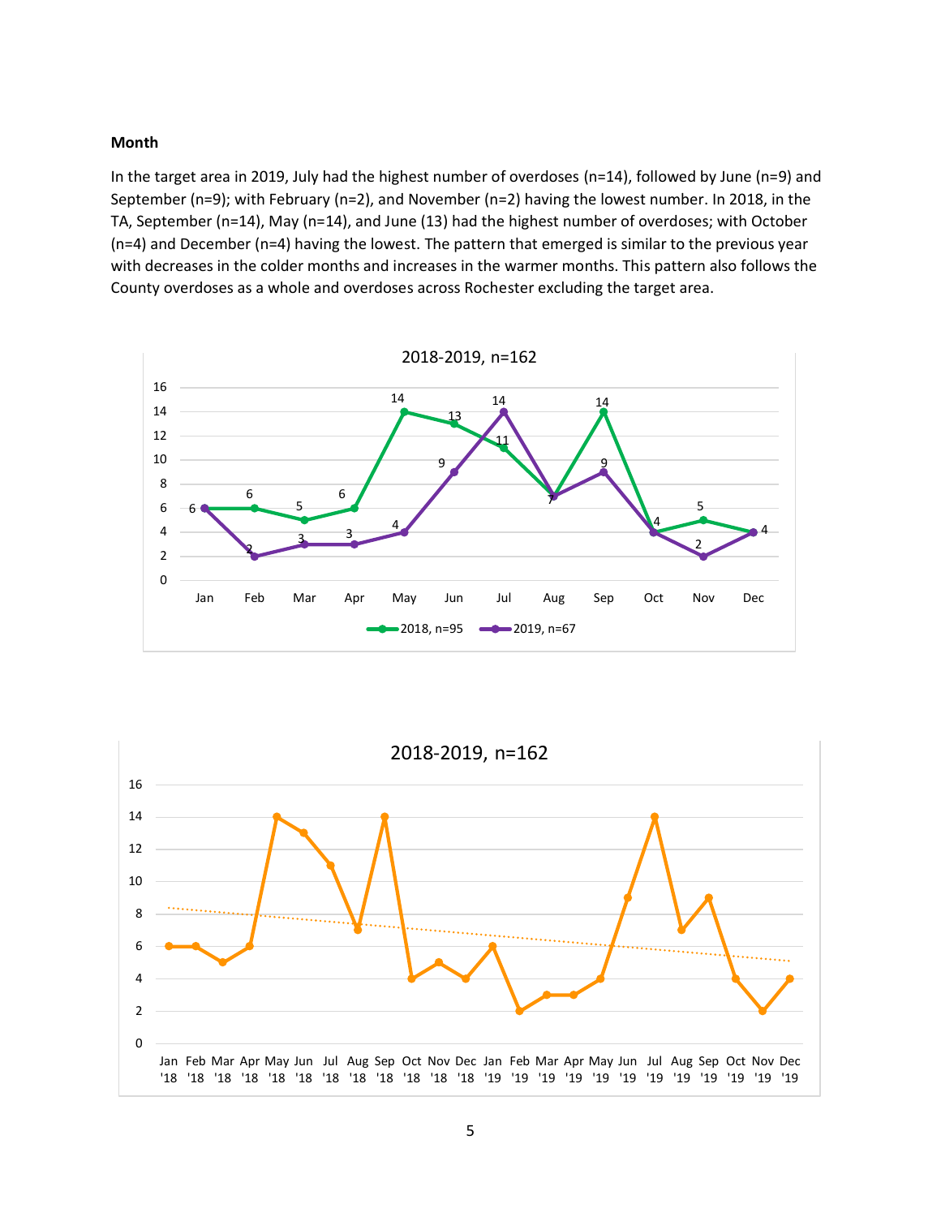**Month**

In the target area in 2019, July had the highest number of overdoses (n=14), followed by June (n=9) and September (n=9); with February (n=2), and November (n=2) having the lowest number. In 2018, in the TA, September (n=14), May (n=14), and June (13) had the highest number of overdoses; with October (n=4) and December (n=4) having the lowest. The pattern that emerged is similar to the previous year with decreases in the colder months and increases in the warmer months. This pattern also follows the County overdoses as a whole and overdoses across Rochester excluding the target area.

2018-2019, n=162

| | Jan | Feb | Mar | Apr | May | Jun | Jul | Aug | Sep | Oct | Nov | Dec |
|---|---|---|---|---|---|---|---|---|---|---|---|---|
| 2018, n=95 | 6 | 6 | 5 | 6 | 14 | 13 | 11 | 7 | 14 | 4 | 5 | 4 |
| 2019, n=67 | 6 | 2 | 3 | 3 | 4 | 9 | 14 | 7 | 9 | 4 | 2 | 4 |

2018-2019, n=162

| Month | Jan '18 | Feb '18 | Mar '18 | Apr '18 | May '18 | Jun '18 | Jul '18 | Aug '18 | Sep '18 | Oct '18 | Nov '18 | Dec '18 | Jan '19 | Feb '19 | Mar '19 | Apr '19 | May '19 | Jun '19 | Jul '19 | Aug '19 | Sep '19 | Oct '19 | Nov '19 | Dec '19 |
|---|---|---|---|---|---|---|---|---|---|---|---|---|---|---|---|---|---|---|---|---|---|---|---|---|
| Overdoses | 6 | 6 | 5 | 6 | 14 | 13 | 11 | 7 | 14 | 4 | 5 | 4 | 6 | 2 | 3 | 3 | 4 | 9 | 14 | 7 | 9 | 4 | 2 | 4 |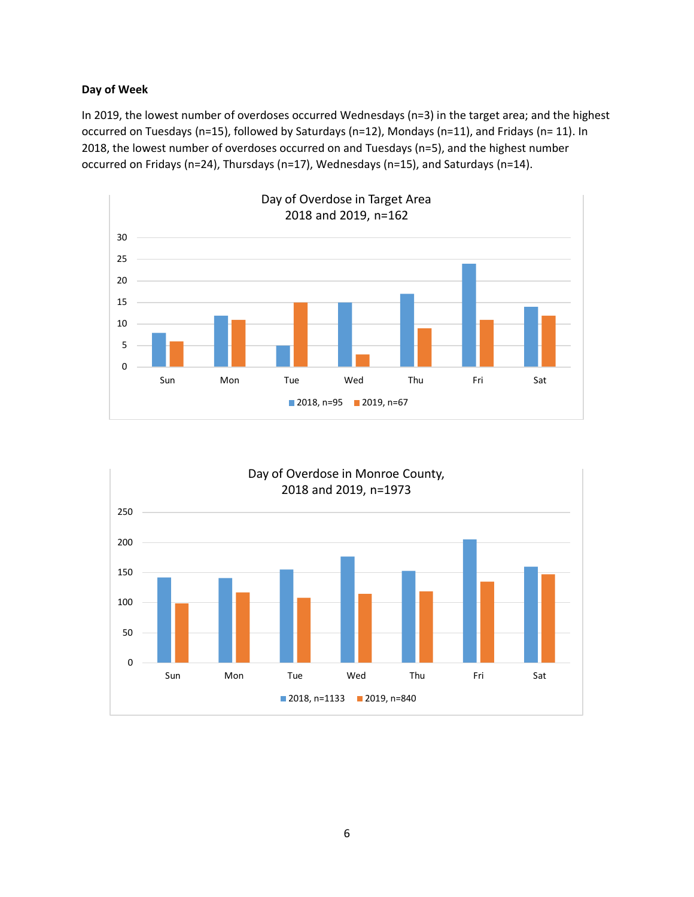**Day of Week**

In 2019, the lowest number of overdoses occurred Wednesdays (n=3) in the target area; and the highest occurred on Tuesdays (n=15), followed by Saturdays (n=12), Mondays (n=11), and Fridays (n= 11). In 2018, the lowest number of overdoses occurred on and Tuesdays (n=5), and the highest number occurred on Fridays (n=24), Thursdays (n=17), Wednesdays (n=15), and Saturdays (n=14).

Day of Overdose in Target Area
2018 and 2019, n=162

30
25
20
15
10
5
0

Sun Mon Tue Wed Thu Fri Sat

2018, n=95 2019, n=67

Day of Overdose in Monroe County,
2018 and 2019, n=1973

250
200
150
100
50
0

Sun Mon Tue Wed Thu Fri Sat

2018, n=1133 2019, n=840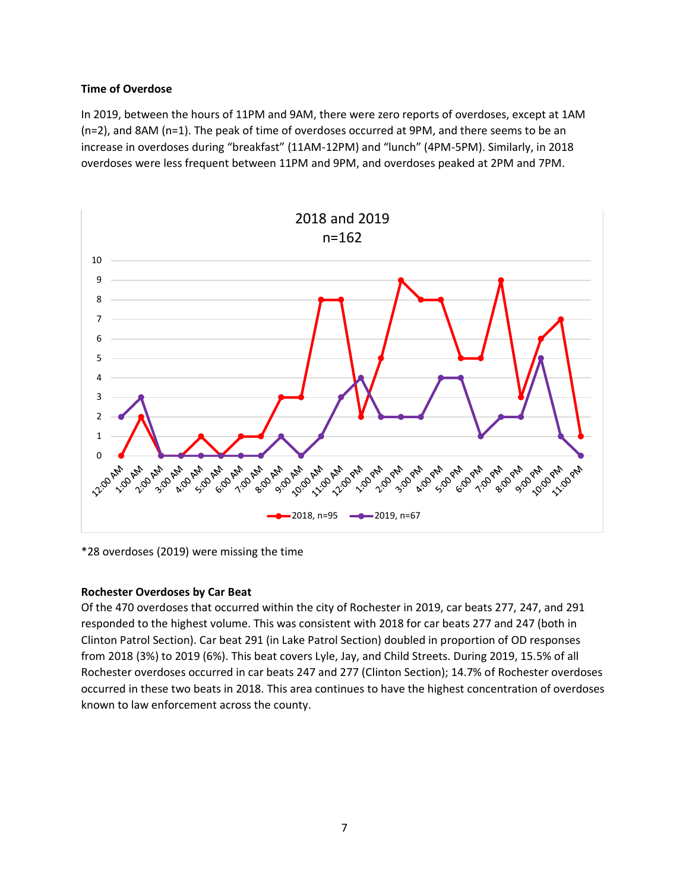### Time of Overdose

In 2019, between the hours of 11PM and 9AM, there were zero reports of overdoses, except at 1AM (n=2), and 8AM (n=1). The peak of time of overdoses occurred at 9PM, and there seems to be an increase in overdoses during "breakfast" (11AM-12PM) and "lunch" (4PM-5PM). Similarly, in 2018 overdoses were less frequent between 11PM and 9PM, and overdoses peaked at 2PM and 7PM.

2018 and 2019
n=162

10
9
8
7
6
5
4
3
2
1
0

12:00 AM
1:00 AM
2:00 AM
3:00 AM
4:00 AM
5:00 AM
6:00 AM
7:00 AM
8:00 AM
9:00 AM
10:00 AM
11:00 AM
12:00 PM
1:00 PM
2:00 PM
3:00 PM
4:00 PM
5:00 PM
6:00 PM
7:00 PM
8:00 PM
9:00 PM
10:00 PM
11:00 PM

2018, n=95
2019, n=67

*28 overdoses (2019) were missing the time

### Rochester Overdoses by Car Beat

Of the 470 overdoses that occurred within the city of Rochester in 2019, car beats 277, 247, and 291 responded to the highest volume. This was consistent with 2018 for car beats 277 and 247 (both in Clinton Patrol Section). Car beat 291 (in Lake Patrol Section) doubled in proportion of OD responses from 2018 (3%) to 2019 (6%). This beat covers Lyle, Jay, and Child Streets. During 2019, 15.5% of all Rochester overdoses occurred in car beats 247 and 277 (Clinton Section); 14.7% of Rochester overdoses occurred in these two beats in 2018. This area continues to have the highest concentration of overdoses known to law enforcement across the county.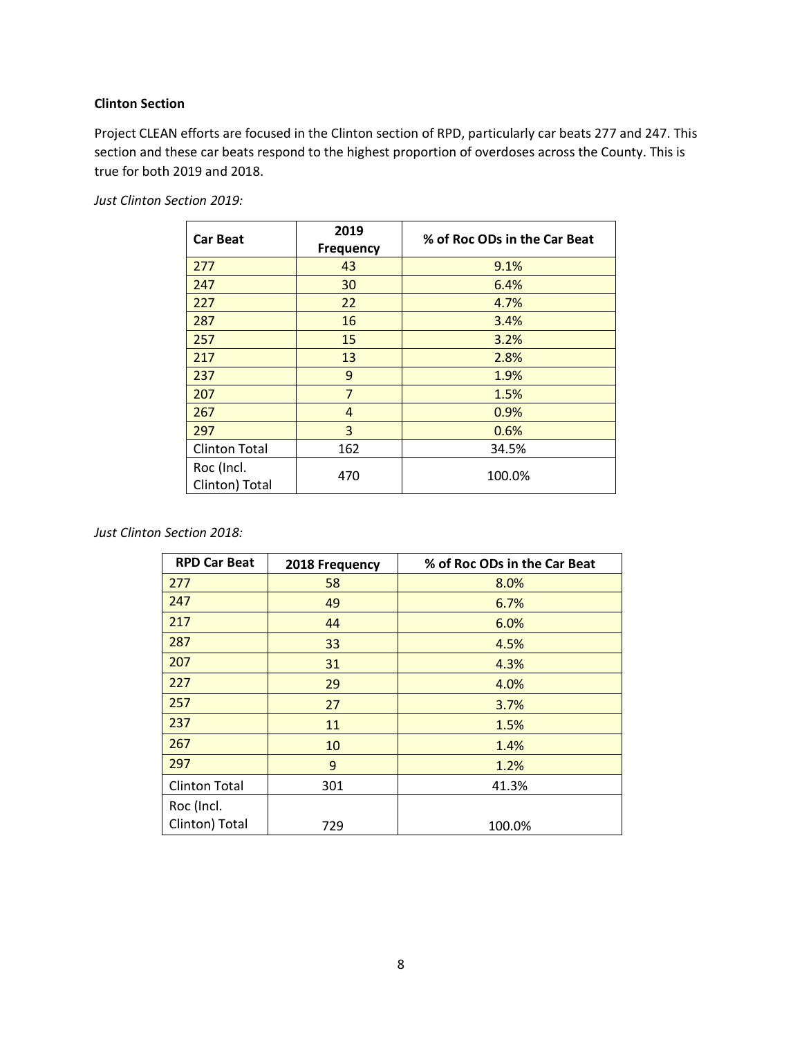**Clinton Section**

Project CLEAN efforts are focused in the Clinton section of RPD, particularly car beats 277 and 247. This section and these car beats respond to the highest proportion of overdoses across the County. This is true for both 2019 and 2018.

*Just Clinton Section 2019:*

| Car Beat | 2019 Frequency | % of Roc ODs in the Car Beat |
|---|---|---|
| 277 | 43 | 9.1% |
| 247 | 30 | 6.4% |
| 227 | 22 | 4.7% |
| 287 | 16 | 3.4% |
| 257 | 15 | 3.2% |
| 217 | 13 | 2.8% |
| 237 | 9 | 1.9% |
| 207 | 7 | 1.5% |
| 267 | 4 | 0.9% |
| 297 | 3 | 0.6% |
| Clinton Total | 162 | 34.5% |
| Roc (Incl. Clinton) Total | 470 | 100.0% |

*Just Clinton Section 2018:*

| RPD Car Beat | 2018 Frequency | % of Roc ODs in the Car Beat |
|---|---|---|
| 277 | 58 | 8.0% |
| 247 | 49 | 6.7% |
| 217 | 44 | 6.0% |
| 287 | 33 | 4.5% |
| 207 | 31 | 4.3% |
| 227 | 29 | 4.0% |
| 257 | 27 | 3.7% |
| 237 | 11 | 1.5% |
| 267 | 10 | 1.4% |
| 297 | 9 | 1.2% |
| Clinton Total | 301 | 41.3% |
| Roc (Incl. Clinton) Total | 729 | 100.0% |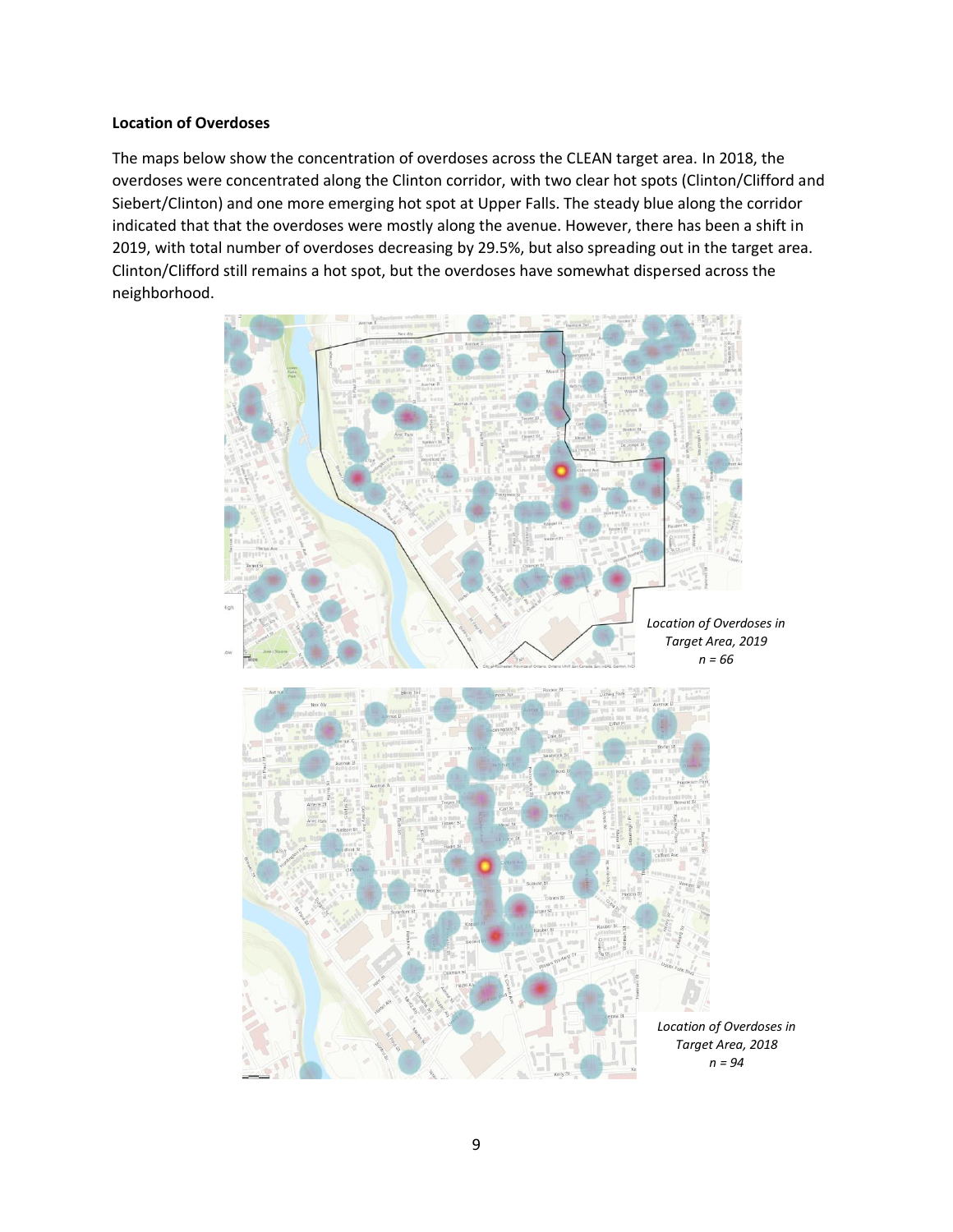**Location of Overdoses**

The maps below show the concentration of overdoses across the CLEAN target area. In 2018, the overdoses were concentrated along the Clinton corridor, with two clear hot spots (Clinton/Clifford and Siebert/Clinton) and one more emerging hot spot at Upper Falls. The steady blue along the corridor indicated that that the overdoses were mostly along the avenue. However, there has been a shift in 2019, with total number of overdoses decreasing by 29.5%, but also spreading out in the target area. Clinton/Clifford still remains a hot spot, but the overdoses have somewhat dispersed across the neighborhood.

*Location of Overdoses in Target Area, 2019*
*n = 66*

*Location of Overdoses in Target Area, 2018*
*n = 94*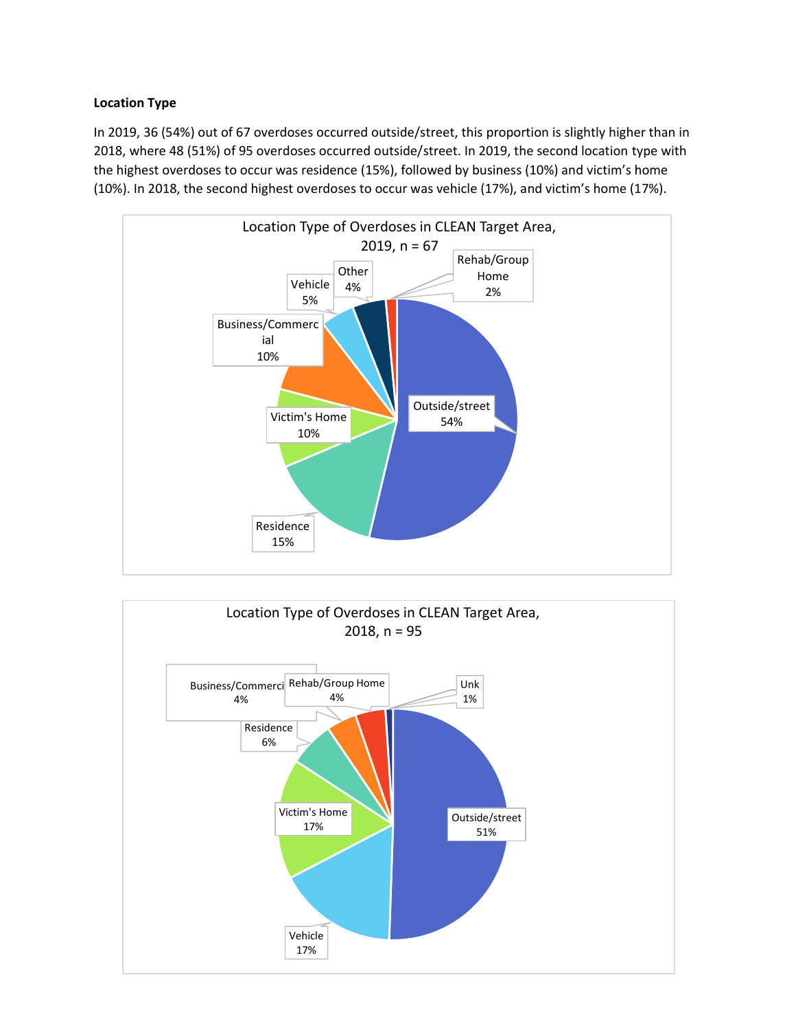**Location Type**

In 2019, 36 (54%) out of 67 overdoses occurred outside/street, this proportion is slightly higher than in 2018, where 48 (51%) of 95 overdoses occurred outside/street. In 2019, the second location type with the highest overdoses to occur was residence (15%), followed by business (10%) and victim's home (10%). In 2018, the second highest overdoses to occur was vehicle (17%), and victim's home (17%).

Location Type of Overdoses in CLEAN Target Area, 2019, n = 67

Outside/street 54%

Residence 15%

Victim's Home 10%

Business/Commercial 10%

Vehicle 5%

Other 4%

Rehab/Group Home 2%

Location Type of Overdoses in CLEAN Target Area, 2018, n = 95

Outside/street 51%

Vehicle 17%

Victim's Home 17%

Residence 6%

Business/Commerci 4%

Rehab/Group Home 4%

Unk 1%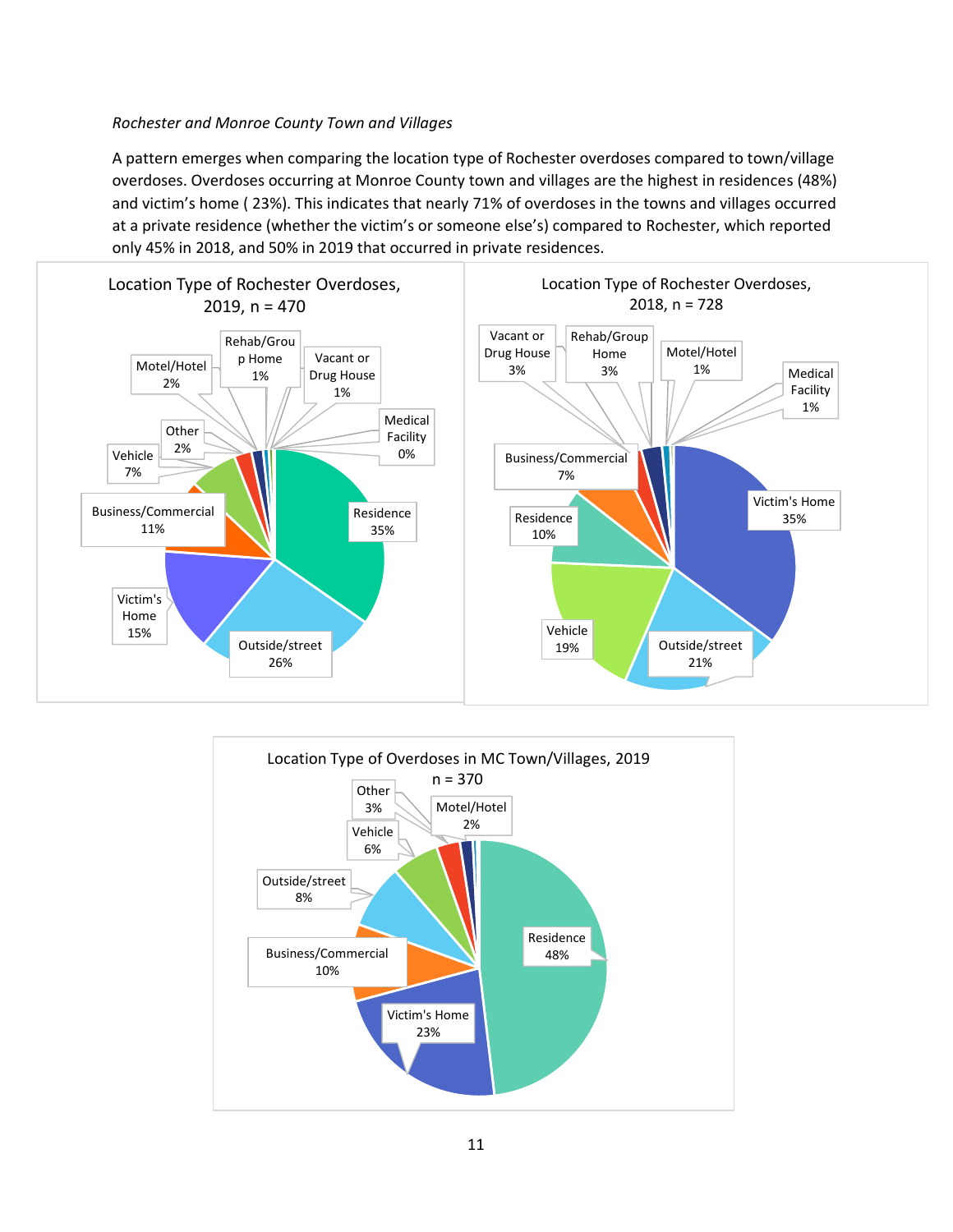*Rochester and Monroe County Town and Villages*

A pattern emerges when comparing the location type of Rochester overdoses compared to town/village overdoses. Overdoses occurring at Monroe County town and villages are the highest in residences (48%) and victim's home ( 23%). This indicates that nearly 71% of overdoses in the towns and villages occurred at a private residence (whether the victim's or someone else's) compared to Rochester, which reported only 45% in 2018, and 50% in 2019 that occurred in private residences.

Location Type of Rochester Overdoses, 2019, n = 470

Rehab/Group Home 1%
Motel/Hotel 2%
Vacant or Drug House 1%
Other 2%
Medical Facility 0%
Vehicle 7%
Business/Commercial 11%
Residence 35%
Victim's Home 15%
Outside/street 26%

Location Type of Rochester Overdoses, 2018, n = 728

Vacant or Drug House 3%
Rehab/Group Home 3%
Motel/Hotel 1%
Medical Facility 1%
Business/Commercial 7%
Victim's Home 35%
Residence 10%
Vehicle 19%
Outside/street 21%

Location Type of Overdoses in MC Town/Villages, 2019
n = 370

Other 3%
Motel/Hotel 2%
Vehicle 6%
Outside/street 8%
Residence 48%
Business/Commercial 10%
Victim's Home 23%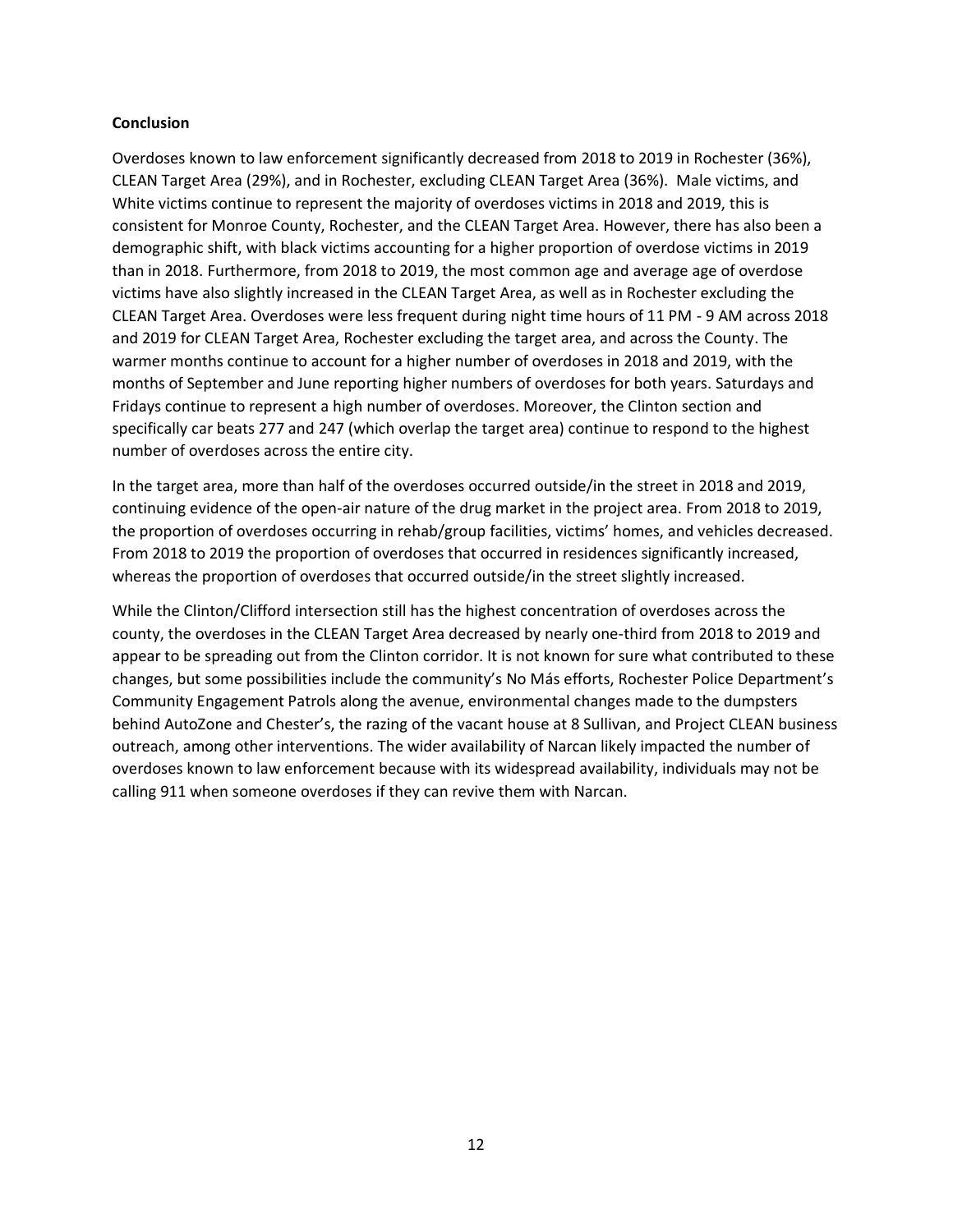**Conclusion**

Overdoses known to law enforcement significantly decreased from 2018 to 2019 in Rochester (36%), CLEAN Target Area (29%), and in Rochester, excluding CLEAN Target Area (36%). Male victims, and White victims continue to represent the majority of overdoses victims in 2018 and 2019, this is consistent for Monroe County, Rochester, and the CLEAN Target Area. However, there has also been a demographic shift, with black victims accounting for a higher proportion of overdose victims in 2019 than in 2018. Furthermore, from 2018 to 2019, the most common age and average age of overdose victims have also slightly increased in the CLEAN Target Area, as well as in Rochester excluding the CLEAN Target Area. Overdoses were less frequent during night time hours of 11 PM - 9 AM across 2018 and 2019 for CLEAN Target Area, Rochester excluding the target area, and across the County. The warmer months continue to account for a higher number of overdoses in 2018 and 2019, with the months of September and June reporting higher numbers of overdoses for both years. Saturdays and Fridays continue to represent a high number of overdoses. Moreover, the Clinton section and specifically car beats 277 and 247 (which overlap the target area) continue to respond to the highest number of overdoses across the entire city.

In the target area, more than half of the overdoses occurred outside/in the street in 2018 and 2019, continuing evidence of the open-air nature of the drug market in the project area. From 2018 to 2019, the proportion of overdoses occurring in rehab/group facilities, victims' homes, and vehicles decreased. From 2018 to 2019 the proportion of overdoses that occurred in residences significantly increased, whereas the proportion of overdoses that occurred outside/in the street slightly increased.

While the Clinton/Clifford intersection still has the highest concentration of overdoses across the county, the overdoses in the CLEAN Target Area decreased by nearly one-third from 2018 to 2019 and appear to be spreading out from the Clinton corridor. It is not known for sure what contributed to these changes, but some possibilities include the community's No Más efforts, Rochester Police Department's Community Engagement Patrols along the avenue, environmental changes made to the dumpsters behind AutoZone and Chester's, the razing of the vacant house at 8 Sullivan, and Project CLEAN business outreach, among other interventions. The wider availability of Narcan likely impacted the number of overdoses known to law enforcement because with its widespread availability, individuals may not be calling 911 when someone overdoses if they can revive them with Narcan.